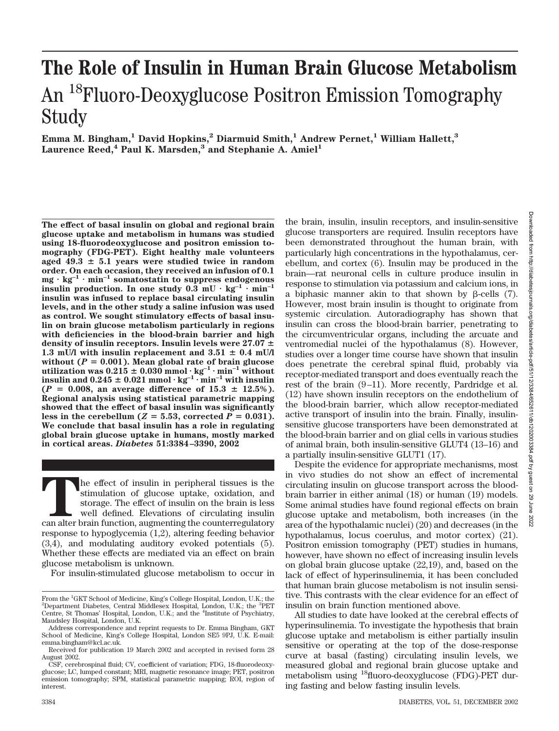# The Role of Insulin in Human Brain Glucose Metabolism

## An [18]Fluoro-Deoxyglucose Positron Emission Tomography Study

**Emma M. Bingham,[1] David Hopkins,[2] Diarmuid Smith,[1] Andrew Pernet,[1] William Hallett,[3] Laurence Reed,[4] Paul K. Marsden,[3] and Stephanie A. Amiel[1]**

**The effect of basal insulin on global and regional brain glucose uptake and metabolism in humans was studied using 18-fluorodeoxyglucose and positron emission tomography (FDG-PET). Eight healthy male volunteers aged 49.3 ± 5.1 years were studied twice in random order. On each occasion, they received an infusion of 0.1 $mg \cdot kg^{-1} \cdot min^{-1}$ somatostatin to suppress endogenous insulin production. In one study 0.3 $mU \cdot kg^{-1} \cdot min^{-1}$ insulin was infused to replace basal circulating insulin levels, and in the other study a saline infusion was used as control. We sought stimulatory effects of basal insulin on brain glucose metabolism particularly in regions with deficiencies in the blood-brain barrier and high density of insulin receptors. Insulin levels were 27.07 ± 1.3 mU/l with insulin replacement and 3.51 ± 0.4 mU/l without ($P = 0.001$). Mean global rate of brain glucose utilization was 0.215 ± 0.030 $mmol \cdot kg^{-1} \cdot min^{-1}$ without insulin and 0.245 ± 0.021 $mmol \cdot kg^{-1} \cdot min^{-1}$ with insulin ($P = 0.008$, an average difference of 15.3 ± 12.5%). Regional analysis using statistical parametric mapping showed that the effect of basal insulin was significantly less in the cerebellum ($Z = 5.53$, corrected $P = 0.031$). We conclude that basal insulin has a role in regulating global brain glucose uptake in humans, mostly marked in cortical areas. *Diabetes* 51:3384–3390, 2002**

The effect of insulin in peripheral tissues is the stimulation of glucose uptake, oxidation, and storage. The effect of insulin on the brain is less well defined. Elevations of circulating insulin can alter brain function, augmenting the counterregulatory response to hypoglycemia (1,2), altering feeding behavior (3,4), and modulating auditory evoked potentials (5). Whether these effects are mediated via an effect on brain glucose metabolism is unknown.

For insulin-stimulated glucose metabolism to occur in the brain, insulin, insulin receptors, and insulin-sensitive glucose transporters are required. Insulin receptors have been demonstrated throughout the human brain, with particularly high concentrations in the hypothalamus, cerebellum, and cortex (6). Insulin may be produced in the brain—rat neuronal cells in culture produce insulin in response to stimulation via potassium and calcium ions, in a biphasic manner akin to that shown by β-cells (7). However, most brain insulin is thought to originate from systemic circulation. Autoradiography has shown that insulin can cross the blood-brain barrier, penetrating to the circumventricular organs, including the arcuate and ventromedial nuclei of the hypothalamus (8). However, studies over a longer time course have shown that insulin does penetrate the cerebral spinal fluid, probably via receptor-mediated transport and does eventually reach the rest of the brain (9–11). More recently, Pardridge et al. (12) have shown insulin receptors on the endothelium of the blood-brain barrier, which allow receptor-mediated active transport of insulin into the brain. Finally, insulin-sensitive glucose transporters have been demonstrated at the blood-brain barrier and on glial cells in various studies of animal brain, both insulin-sensitive GLUT4 (13–16) and a partially insulin-sensitive GLUT1 (17).

Despite the evidence for appropriate mechanisms, most in vivo studies do not show an effect of incremental circulating insulin on glucose transport across the blood-brain barrier in either animal (18) or human (19) models. Some animal studies have found regional effects on brain glucose uptake and metabolism, both increases (in the area of the hypothalamic nuclei) (20) and decreases (in the hypothalamus, locus coerulus, and motor cortex) (21). Positron emission tomography (PET) studies in humans, however, have shown no effect of increasing insulin levels on global brain glucose uptake (22,19), and, based on the lack of effect of hyperinsulinemia, it has been concluded that human brain glucose metabolism is not insulin sensitive. This contrasts with the clear evidence for an effect of insulin on brain function mentioned above.

All studies to date have looked at the cerebral effects of hyperinsulinemia. To investigate the hypothesis that brain glucose uptake and metabolism is either partially insulin sensitive or operating at the top of the dose-response curve at basal (fasting) circulating insulin levels, we measured global and regional brain glucose uptake and metabolism using [18]fluoro-deoxyglucose (FDG)-PET during fasting and below fasting insulin levels.

From the [1]GKT School of Medicine, King's College Hospital, London, U.K.; the [2]Department Diabetes, Central Middlesex Hospital, London, U.K.; the [3]PET Centre, St Thomas' Hospital, London, U.K.; and the [4]Institute of Psychiatry, Maudsley Hospital, London, U.K.

Address correspondence and reprint requests to Dr. Emma Bingham, GKT School of Medicine, King's College Hospital, London SE5 9PJ, U.K. E-mail: emma.bingham@kcl.ac.uk.

Received for publication 19 March 2002 and accepted in revised form 28 August 2002.

CSF, cerebrospinal fluid; CV, coefficient of variation; FDG, 18-fluorodeoxyglucose; LC, lumped constant; MRI, magnetic resonance image; PET, positron emission tomography; SPM, statistical parametric mapping; ROI, region of interest.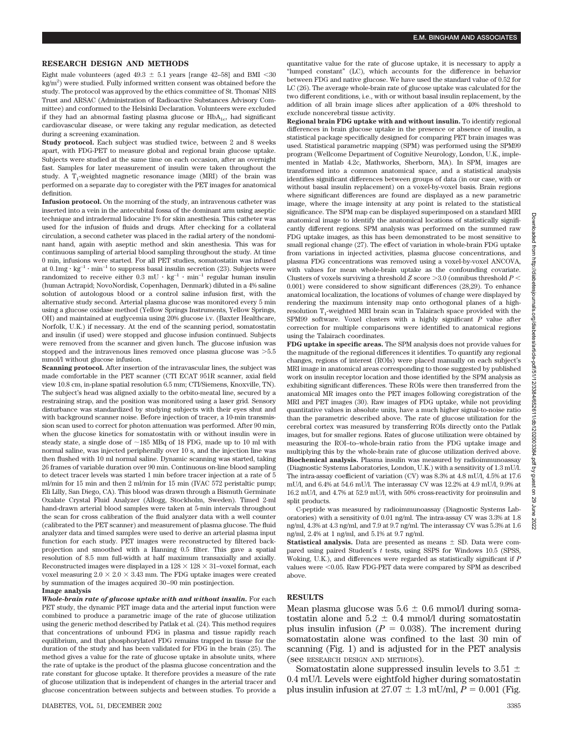## RESEARCH DESIGN AND METHODS

Eight male volunteers (aged $49.3 \pm 5.1$ years [range 42–58] and BMI <30 $kg/m^2$) were studied. Fully informed written consent was obtained before the study. The protocol was approved by the ethics committee of St. Thomas' NHS Trust and ARSAC (Administration of Radioactive Substances Advisory Committee) and conformed to the Helsinki Declaration. Volunteers were excluded if they had an abnormal fasting plasma glucose or $HbA_{1c}$, had significant cardiovascular disease, or were taking any regular medication, as detected during a screening examination.

**Study protocol.** Each subject was studied twice, between 2 and 8 weeks apart, with FDG-PET to measure global and regional brain glucose uptake. Subjects were studied at the same time on each occasion, after an overnight fast. Samples for later measurement of insulin were taken throughout the study. A $T_1$-weighted magnetic resonance image (MRI) of the brain was performed on a separate day to coregister with the PET images for anatomical definition.

**Infusion protocol.** On the morning of the study, an intravenous catheter was inserted into a vein in the antecubital fossa of the dominant arm using aseptic technique and intradermal lidocaine 1% for skin anesthesia. This catheter was used for the infusion of fluids and drugs. After checking for a collateral circulation, a second catheter was placed in the radial artery of the nondominant hand, again with aseptic method and skin anesthesia. This was for continuous sampling of arterial blood sampling throughout the study. At time 0 min, infusions were started. For all PET studies, somatostatin was infused at $0.1 mg \cdot kg^{-1} \cdot min^{-1}$ to suppress basal insulin secretion (23). Subjects were randomized to receive either $0.3 mU \cdot kg^{-1} \cdot min^{-1}$ regular human insulin (human Actrapid; NovoNordisk, Copenhagen, Denmark) diluted in a 4% saline solution of autologous blood or a control saline infusion first, with the alternative study second. Arterial plasma glucose was monitored every 5 min using a glucose oxidase method (Yellow Springs Instruments, Yellow Springs, OH) and maintained at euglycemia using 20% glucose i.v. (Baxter Healthcare, Norfolk, U.K.) if necessary. At the end of the scanning period, somatostatin and insulin (if used) were stopped and glucose infusion continued. Subjects were removed from the scanner and given lunch. The glucose infusion was stopped and the intravenous lines removed once plasma glucose was >5.5 mmol/l without glucose infusion.

**Scanning protocol.** After insertion of the intravascular lines, the subject was made comfortable in the PET scanner (CTI ECAT 951R scanner, axial field view 10.8 cm, in-plane spatial resolution 6.5 mm; CTI/Siemens, Knoxville, TN). The subject's head was aligned axially to the orbito-meatal line, secured by a restraining strap, and the position was monitored using a laser grid. Sensory disturbance was standardized by studying subjects with their eyes shut and with background scanner noise. Before injection of tracer, a 10-min transmission scan used to correct for photon attenuation was performed. After 90 min, when the glucose kinetics for somatostatin with or without insulin were in steady state, a single dose of ~185 MBq of 18 FDG, made up to 10 ml with normal saline, was injected peripherally over 10 s, and the injection line was then flushed with 10 ml normal saline. Dynamic scanning was started, taking 26 frames of variable duration over 90 min. Continuous on-line blood sampling to detect tracer levels was started 1 min before tracer injection at a rate of 5 ml/min for 15 min and then 2 ml/min for 15 min (IVAC 572 peristaltic pump; Eli Lilly, San Diego, CA). This blood was drawn through a Bismuth Germinate Oxalate Crystal Fluid Analyzer (Allogg, Stockholm, Sweden). Timed 2-ml hand-drawn arterial blood samples were taken at 5-min intervals throughout the scan for cross calibration of the fluid analyzer data with a well counter (calibrated to the PET scanner) and measurement of plasma glucose. The fluid analyzer data and timed samples were used to derive an arterial plasma input function for each study. PET images were reconstructed by filtered back-projection and smoothed with a Hanning 0.5 filter. This gave a spatial resolution of 8.5 mm full-width at half maximum transaxially and axially. Reconstructed images were displayed in a $128 \times 128 \times 31$–voxel format, each voxel measuring $2.0 \times 2.0 \times 3.43$ mm. The FDG uptake images were created by summation of the images acquired 30–90 min postinjection.

### Image analysis

***Whole-brain rate of glucose uptake with and without insulin.*** For each PET study, the dynamic PET image data and the arterial input function were combined to produce a parametric image of the rate of glucose utilization using the generic method described by Patlak et al. (24). This method requires that concentrations of unbound FDG in plasma and tissue rapidly reach equilibrium, and that phosphorylated FDG remains trapped in tissue for the duration of the study and has been validated for FDG in the brain (25). The method gives a value for the rate of glucose uptake in absolute units, where the rate of uptake is the product of the plasma glucose concentration and the rate constant for glucose uptake. It therefore provides a measure of the rate of glucose utilization that is independent of changes in the arterial tracer and glucose concentration between subjects and between studies. To provide a quantitative value for the rate of glucose uptake, it is necessary to apply a "lumped constant" (LC), which accounts for the difference in behavior between FDG and native glucose. We have used the standard value of 0.52 for LC (26). The average whole-brain rate of glucose uptake was calculated for the two different conditions, i.e., with or without basal insulin replacement, by the addition of all brain image slices after application of a 40% threshold to exclude noncerebral tissue activity.

**Regional brain FDG uptake with and without insulin.** To identify regional differences in brain glucose uptake in the presence or absence of insulin, a statistical package specifically designed for comparing PET brain images was used. Statistical parametric mapping (SPM) was performed using the SPM99 program (Wellcome Department of Cognitive Neurology, London, U.K., implemented in Matlab 4.2c, Mathworks, Sherborn, MA). In SPM, images are transformed into a common anatomical space, and a statistical analysis identifies significant differences between groups of data (in our case, with or without basal insulin replacement) on a voxel-by-voxel basis. Brain regions where significant differences are found are displayed as a new parametric image, where the image intensity at any point is related to the statistical significance. The SPM map can be displayed superimposed on a standard MRI anatomical image to identify the anatomical locations of statistically significantly different regions. SPM analysis was performed on the summed raw FDG uptake images, as this has been demonstrated to be most sensitive to small regional change (27). The effect of variation in whole-brain FDG uptake from variations in injected activities, plasma glucose concentrations, and plasma FDG concentrations was removed using a voxel-by-voxel ANCOVA, with values for mean whole-brain uptake as the confounding covariate. Clusters of voxels surviving a threshold $Z$ score >3.0 (omnibus threshold $P <$ 0.001) were considered to show significant differences (28,29). To enhance anatomical localization, the locations of volumes of change were displayed by rendering the maximum intensity map onto orthogonal planes of a high-resolution $T_1$-weighted MRI brain scan in Talairach space provided with the SPM99 software. Voxel clusters with a highly significant $P$ value after correction for multiple comparisons were identified to anatomical regions using the Talairach coordinates.

**FDG uptake in specific areas.** The SPM analysis does not provide values for the magnitude of the regional differences it identifies. To quantify any regional changes, regions of interest (ROIs) were placed manually on each subject's MRI image in anatomical areas corresponding to those suggested by published work on insulin receptor location and those identified by the SPM analysis as exhibiting significant differences. These ROIs were then transferred from the anatomical MR images onto the PET images following coregistration of the MRI and PET images (30). Raw images of FDG uptake, while not providing quantitative values in absolute units, have a much higher signal-to-noise ratio than the parametric described above. The rate of glucose utilization for the cerebral cortex was measured by transferring ROIs directly onto the Patlak images, but for smaller regions. Rates of glucose utilization were obtained by measuring the ROI–to–whole-brain ratio from the FDG uptake image and multiplying this by the whole-brain rate of glucose utilization derived above.

**Biochemical analysis.** Plasma insulin was measured by radioimmunoassay (Diagnostic Systems Laboratories, London, U.K.) with a sensitivity of 1.3 mU/l. The intra-assay coefficient of variation (CV) was 8.3% at 4.8 mU/l, 4.5% at 17.6 mU/l, and 6.4% at 54.6 mU/l. The interassay CV was 12.2% at 4.9 mU/l, 9.9% at 16.2 mU/l, and 4.7% at 52.9 mU/l, with 50% cross-reactivity for proinsulin and split products.

C-peptide was measured by radioimmunoassay (Diagnostic Systems Laboratories) with a sensitivity of 0.01 ng/ml. The intra-assay CV was 3.3% at 1.8 ng/ml, 4.3% at 4.3 ng/ml, and 7.9 at 9.7 ng/ml. The interassay CV was 5.3% at 1.6 ng/ml, 2.4% at 1 ng/ml, and 5.1% at 9.7 ng/ml.

**Statistical analysis.** Data are presented as means ± SD. Data were compared using paired Student's $t$ tests, using SSPS for Windows 10.5 (SPSS, Woking, U.K.), and differences were regarded as statistically significant if $P$ values were <0.05. Raw FDG-PET data were compared by SPM as described above.

## RESULTS

Mean plasma glucose was $5.6 \pm 0.6$ mmol/l during somatostatin alone and $5.2 \pm 0.4$ mmol/l during somatostatin plus insulin infusion ($P = 0.038$). The increment during somatostatin alone was confined to the last 30 min of scanning (Fig. 1) and is adjusted for in the PET analysis (see RESEARCH DESIGN AND METHODS).

Somatostatin alone suppressed insulin levels to $3.51 \pm 0.4$ mU/l. Levels were eightfold higher during somatostatin plus insulin infusion at $27.07 \pm 1.3$ mU/ml, $P = 0.001$ (Fig.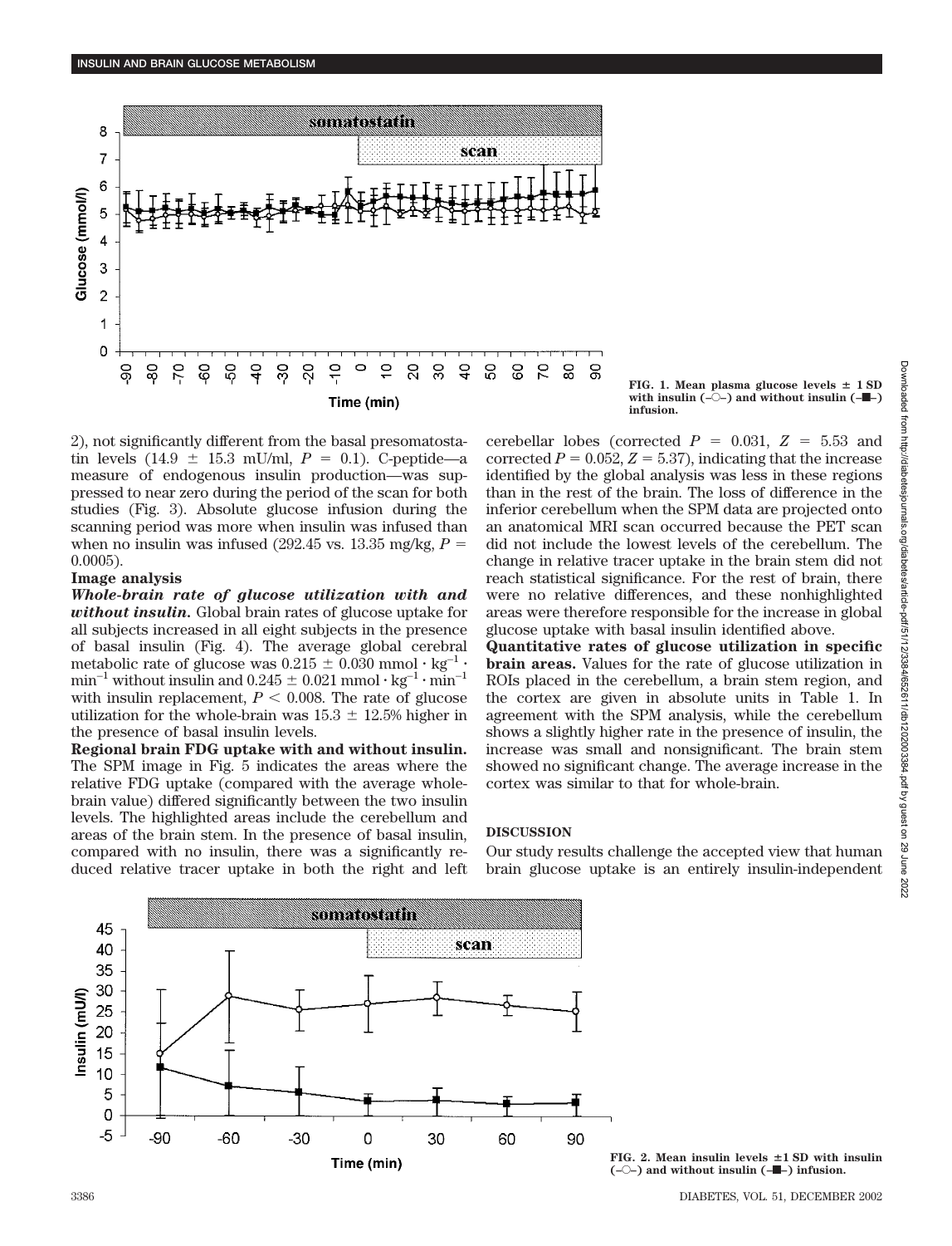2), not significantly different from the basal presomatostatin levels (14.9 ± 15.3 mU/ml, $P = 0.1$). C-peptide—a measure of endogenous insulin production—was suppressed to near zero during the period of the scan for both studies (Fig. 3). Absolute glucose infusion during the scanning period was more when insulin was infused than when no insulin was infused (292.45 vs. 13.35 mg/kg, $P = 0.0005$).

**Image analysis**

***Whole-brain rate of glucose utilization with and without insulin.*** Global brain rates of glucose uptake for all subjects increased in all eight subjects in the presence of basal insulin (Fig. 4). The average global cerebral metabolic rate of glucose was 0.215 ± 0.030 mmol · kg$^{-1}$ · min$^{-1}$ without insulin and 0.245 ± 0.021 mmol · kg$^{-1}$ · min$^{-1}$ with insulin replacement, $P < 0.008$. The rate of glucose utilization for the whole-brain was 15.3 ± 12.5% higher in the presence of basal insulin levels.

**Regional brain FDG uptake with and without insulin.** The SPM image in Fig. 5 indicates the areas where the relative FDG uptake (compared with the average whole-brain value) differed significantly between the two insulin levels. The highlighted areas include the cerebellum and areas of the brain stem. In the presence of basal insulin, compared with no insulin, there was a significantly reduced relative tracer uptake in both the right and left cerebellar lobes (corrected $P = 0.031$, $Z = 5.53$ and corrected $P = 0.052$, $Z = 5.37$), indicating that the increase identified by the global analysis was less in these regions than in the rest of the brain. The loss of difference in the inferior cerebellum when the SPM data are projected onto an anatomical MRI scan occurred because the PET scan did not include the lowest levels of the cerebellum. The change in relative tracer uptake in the brain stem did not reach statistical significance. For the rest of brain, there were no relative differences, and these nonhighlighted areas were therefore responsible for the increase in global glucose uptake with basal insulin identified above.

**Quantitative rates of glucose utilization in specific brain areas.** Values for the rate of glucose utilization in ROIs placed in the cerebellum, a brain stem region, and the cortex are given in absolute units in Table 1. In agreement with the SPM analysis, while the cerebellum shows a slightly higher rate in the presence of insulin, the increase was small and nonsignificant. The brain stem showed no significant change. The average increase in the cortex was similar to that for whole-brain.

## DISCUSSION

Our study results challenge the accepted view that human brain glucose uptake is an entirely insulin-independent

**FIG. 1. Mean plasma glucose levels ± 1 SD with insulin (–○–) and without insulin (–■–) infusion.**

**FIG. 2. Mean insulin levels ±1 SD with insulin (–○–) and without insulin (–■–) infusion.**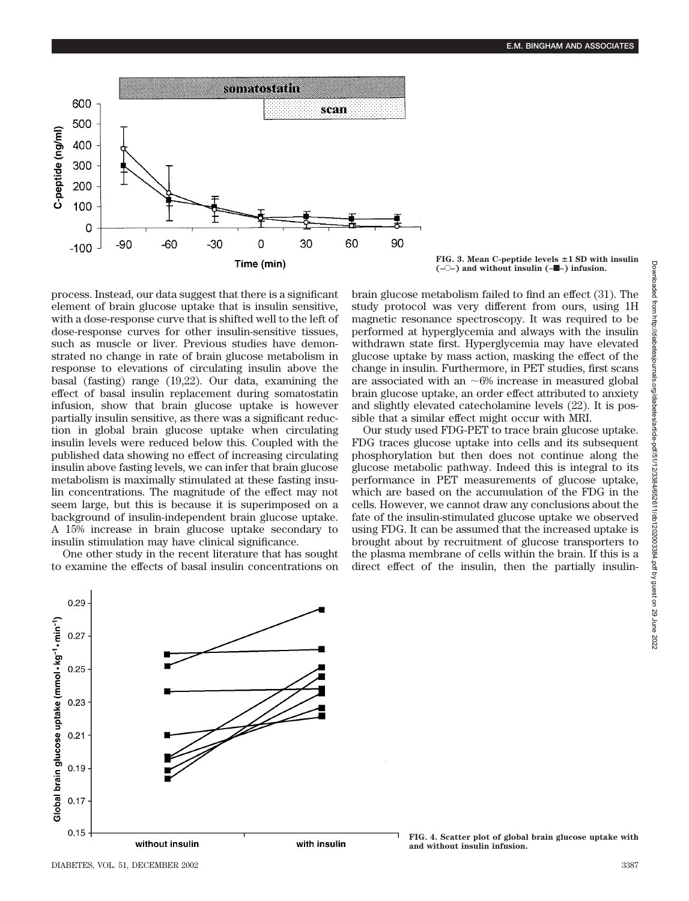FIG. 3. Mean C-peptide levels ±1 SD with insulin (–○–) and without insulin (–■–) infusion.

process. Instead, our data suggest that there is a significant element of brain glucose uptake that is insulin sensitive, with a dose-response curve that is shifted well to the left of dose-response curves for other insulin-sensitive tissues, such as muscle or liver. Previous studies have demonstrated no change in rate of brain glucose metabolism in response to elevations of circulating insulin above the basal (fasting) range (19,22). Our data, examining the effect of basal insulin replacement during somatostatin infusion, show that brain glucose uptake is however partially insulin sensitive, as there was a significant reduction in global brain glucose uptake when circulating insulin levels were reduced below this. Coupled with the published data showing no effect of increasing circulating insulin above fasting levels, we can infer that brain glucose metabolism is maximally stimulated at these fasting insulin concentrations. The magnitude of the effect may not seem large, but this is because it is superimposed on a background of insulin-independent brain glucose uptake. A 15% increase in brain glucose uptake secondary to insulin stimulation may have clinical significance.

One other study in the recent literature that has sought to examine the effects of basal insulin concentrations on brain glucose metabolism failed to find an effect (31). The study protocol was very different from ours, using 1H magnetic resonance spectroscopy. It was required to be performed at hyperglycemia and always with the insulin withdrawn state first. Hyperglycemia may have elevated glucose uptake by mass action, masking the effect of the change in insulin. Furthermore, in PET studies, first scans are associated with an ~6% increase in measured global brain glucose uptake, an order effect attributed to anxiety and slightly elevated catecholamine levels (22). It is possible that a similar effect might occur with MRI.

Our study used FDG-PET to trace brain glucose uptake. FDG traces glucose uptake into cells and its subsequent phosphorylation but then does not continue along the glucose metabolic pathway. Indeed this is integral to its performance in PET measurements of glucose uptake, which are based on the accumulation of the FDG in the cells. However, we cannot draw any conclusions about the fate of the insulin-stimulated glucose uptake we observed using FDG. It can be assumed that the increased uptake is brought about by recruitment of glucose transporters to the plasma membrane of cells within the brain. If this is a direct effect of the insulin, then the partially insulin-

FIG. 4. Scatter plot of global brain glucose uptake with and without insulin infusion.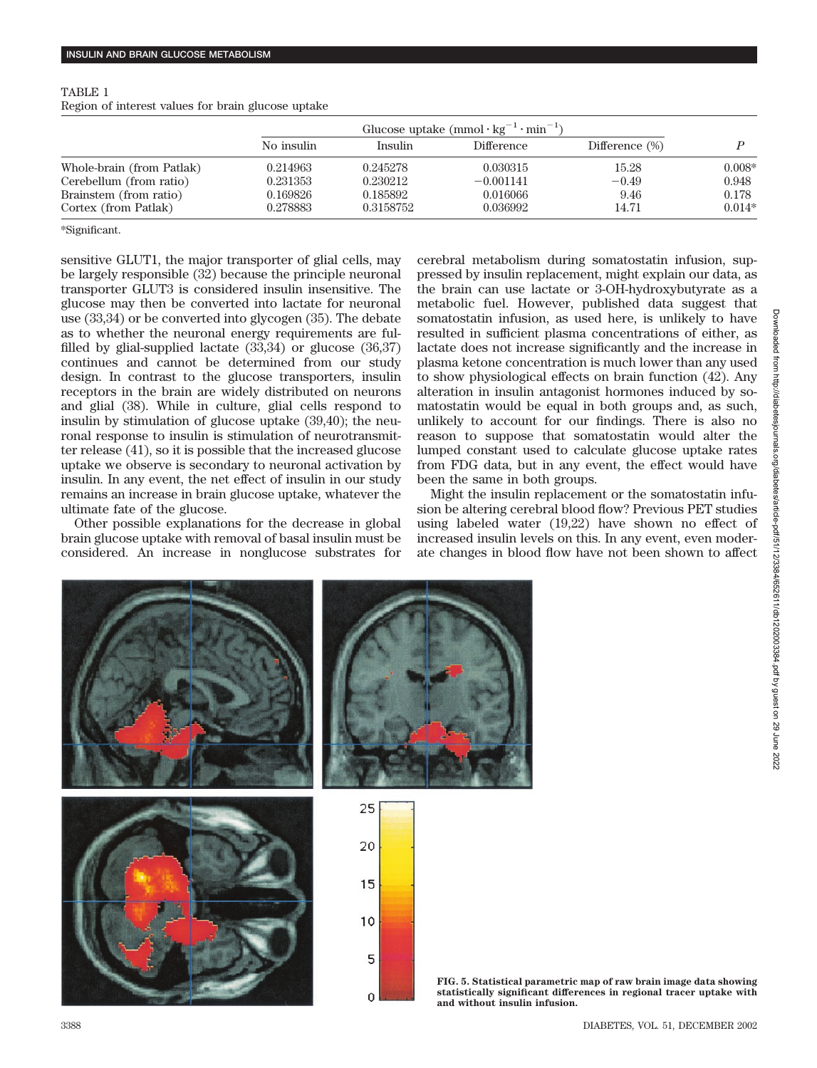TABLE 1
Region of interest values for brain glucose uptake

| | Glucose uptake ($mmol \cdot kg^{-1} \cdot min^{-1}$) | | | | |
|---|---|---|---|---|---|
| | No insulin | Insulin | Difference | Difference (%) | *P* |
| Whole-brain (from Patlak) | 0.214963 | 0.245278 | 0.030315 | 15.28 | 0.008* |
| Cerebellum (from ratio) | 0.231353 | 0.230212 | −0.001141 | −0.49 | 0.948 |
| Brainstem (from ratio) | 0.169826 | 0.185892 | 0.016066 | 9.46 | 0.178 |
| Cortex (from Patlak) | 0.278883 | 0.3158752 | 0.036992 | 14.71 | 0.014* |

*Significant.

sensitive GLUT1, the major transporter of glial cells, may be largely responsible (32) because the principle neuronal transporter GLUT3 is considered insulin insensitive. The glucose may then be converted into lactate for neuronal use (33,34) or be converted into glycogen (35). The debate as to whether the neuronal energy requirements are fulfilled by glial-supplied lactate (33,34) or glucose (36,37) continues and cannot be determined from our study design. In contrast to the glucose transporters, insulin receptors in the brain are widely distributed on neurons and glial (38). While in culture, glial cells respond to insulin by stimulation of glucose uptake (39,40); the neuronal response to insulin is stimulation of neurotransmitter release (41), so it is possible that the increased glucose uptake we observe is secondary to neuronal activation by insulin. In any event, the net effect of insulin in our study remains an increase in brain glucose uptake, whatever the ultimate fate of the glucose.

Other possible explanations for the decrease in global brain glucose uptake with removal of basal insulin must be considered. An increase in nonglucose substrates for cerebral metabolism during somatostatin infusion, suppressed by insulin replacement, might explain our data, as the brain can use lactate or 3-OH-hydroxybutyrate as a metabolic fuel. However, published data suggest that somatostatin infusion, as used here, is unlikely to have resulted in sufficient plasma concentrations of either, as lactate does not increase significantly and the increase in plasma ketone concentration is much lower than any used to show physiological effects on brain function (42). Any alteration in insulin antagonist hormones induced by somatostatin would be equal in both groups and, as such, unlikely to account for our findings. There is also no reason to suppose that somatostatin would alter the lumped constant used to calculate glucose uptake rates from FDG data, but in any event, the effect would have been the same in both groups.

Might the insulin replacement or the somatostatin infusion be altering cerebral blood flow? Previous PET studies using labeled water (19,22) have shown no effect of increased insulin levels on this. In any event, even moderate changes in blood flow have not been shown to affect

**FIG. 5. Statistical parametric map of raw brain image data showing statistically significant differences in regional tracer uptake with and without insulin infusion.**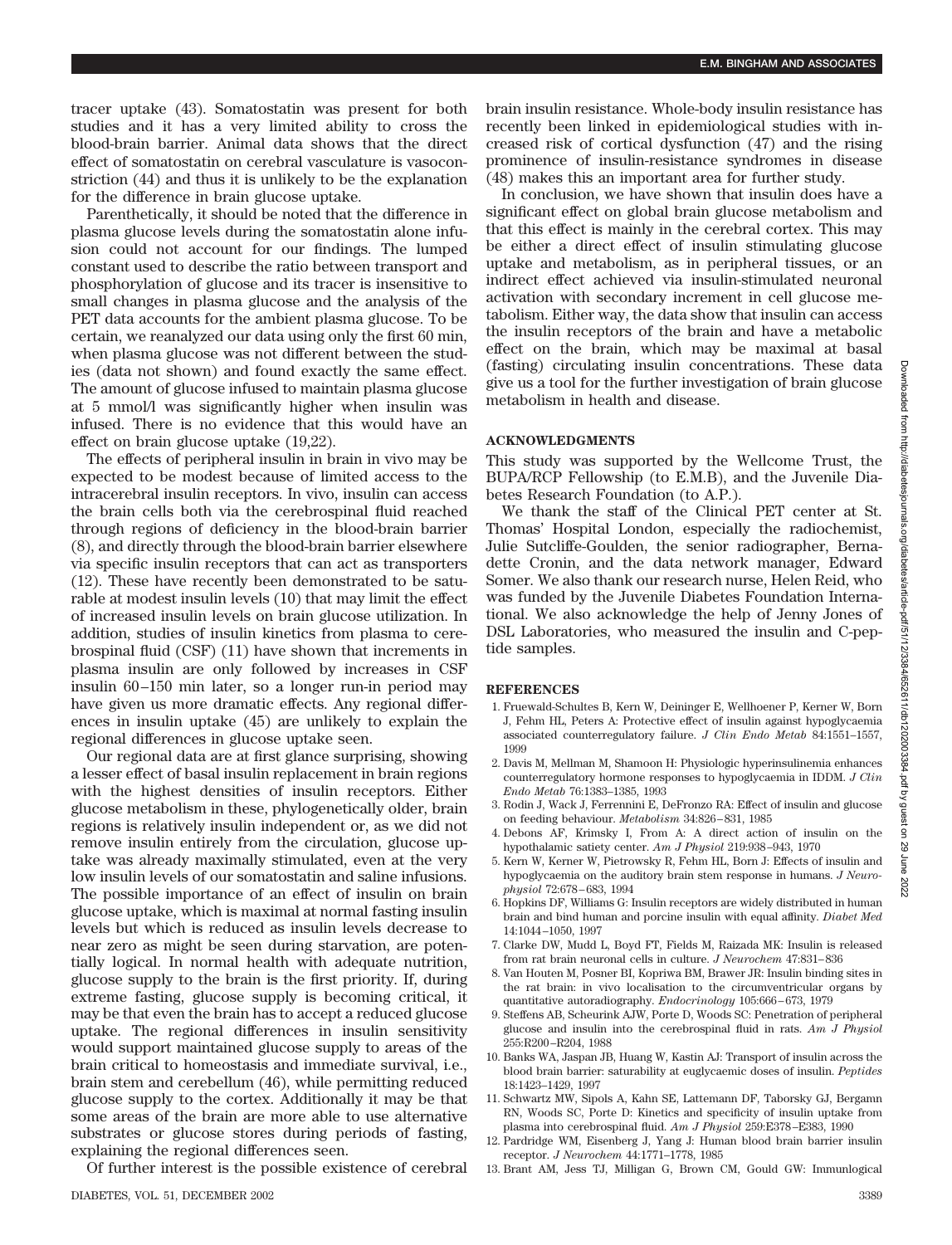tracer uptake (43). Somatostatin was present for both studies and it has a very limited ability to cross the blood-brain barrier. Animal data shows that the direct effect of somatostatin on cerebral vasculature is vasoconstriction (44) and thus it is unlikely to be the explanation for the difference in brain glucose uptake.

Parenthetically, it should be noted that the difference in plasma glucose levels during the somatostatin alone infusion could not account for our findings. The lumped constant used to describe the ratio between transport and phosphorylation of glucose and its tracer is insensitive to small changes in plasma glucose and the analysis of the PET data accounts for the ambient plasma glucose. To be certain, we reanalyzed our data using only the first 60 min, when plasma glucose was not different between the studies (data not shown) and found exactly the same effect. The amount of glucose infused to maintain plasma glucose at 5 mmol/l was significantly higher when insulin was infused. There is no evidence that this would have an effect on brain glucose uptake (19,22).

The effects of peripheral insulin in brain in vivo may be expected to be modest because of limited access to the intracerebral insulin receptors. In vivo, insulin can access the brain cells both via the cerebrospinal fluid reached through regions of deficiency in the blood-brain barrier (8), and directly through the blood-brain barrier elsewhere via specific insulin receptors that can act as transporters (12). These have recently been demonstrated to be saturable at modest insulin levels (10) that may limit the effect of increased insulin levels on brain glucose utilization. In addition, studies of insulin kinetics from plasma to cerebrospinal fluid (CSF) (11) have shown that increments in plasma insulin are only followed by increases in CSF insulin 60–150 min later, so a longer run-in period may have given us more dramatic effects. Any regional differences in insulin uptake (45) are unlikely to explain the regional differences in glucose uptake seen.

Our regional data are at first glance surprising, showing a lesser effect of basal insulin replacement in brain regions with the highest densities of insulin receptors. Either glucose metabolism in these, phylogenetically older, brain regions is relatively insulin independent or, as we did not remove insulin entirely from the circulation, glucose uptake was already maximally stimulated, even at the very low insulin levels of our somatostatin and saline infusions. The possible importance of an effect of insulin on brain glucose uptake, which is maximal at normal fasting insulin levels but which is reduced as insulin levels decrease to near zero as might be seen during starvation, are potentially logical. In normal health with adequate nutrition, glucose supply to the brain is the first priority. If, during extreme fasting, glucose supply is becoming critical, it may be that even the brain has to accept a reduced glucose uptake. The regional differences in insulin sensitivity would support maintained glucose supply to areas of the brain critical to homeostasis and immediate survival, i.e., brain stem and cerebellum (46), while permitting reduced glucose supply to the cortex. Additionally it may be that some areas of the brain are more able to use alternative substrates or glucose stores during periods of fasting, explaining the regional differences seen.

Of further interest is the possible existence of cerebral brain insulin resistance. Whole-body insulin resistance has recently been linked in epidemiological studies with increased risk of cortical dysfunction (47) and the rising prominence of insulin-resistance syndromes in disease (48) makes this an important area for further study.

In conclusion, we have shown that insulin does have a significant effect on global brain glucose metabolism and that this effect is mainly in the cerebral cortex. This may be either a direct effect of insulin stimulating glucose uptake and metabolism, as in peripheral tissues, or an indirect effect achieved via insulin-stimulated neuronal activation with secondary increment in cell glucose metabolism. Either way, the data show that insulin can access the insulin receptors of the brain and have a metabolic effect on the brain, which may be maximal at basal (fasting) circulating insulin concentrations. These data give us a tool for the further investigation of brain glucose metabolism in health and disease.

## ACKNOWLEDGMENTS

This study was supported by the Wellcome Trust, the BUPA/RCP Fellowship (to E.M.B), and the Juvenile Diabetes Research Foundation (to A.P.).

We thank the staff of the Clinical PET center at St. Thomas' Hospital London, especially the radiochemist, Julie Sutcliffe-Goulden, the senior radiographer, Bernadette Cronin, and the data network manager, Edward Somer. We also thank our research nurse, Helen Reid, who was funded by the Juvenile Diabetes Foundation International. We also acknowledge the help of Jenny Jones of DSL Laboratories, who measured the insulin and C-peptide samples.

## REFERENCES

1. Fruewald-Schultes B, Kern W, Deininger E, Wellhoener P, Kerner W, Born J, Fehm HL, Peters A: Protective effect of insulin against hypoglycaemia associated counterregulatory failure. *J Clin Endo Metab* 84:1551–1557, 1999
2. Davis M, Mellman M, Shamoon H: Physiologic hyperinsulinemia enhances counterregulatory hormone responses to hypoglycaemia in IDDM. *J Clin Endo Metab* 76:1383–1385, 1993
3. Rodin J, Wack J, Ferrennini E, DeFronzo RA: Effect of insulin and glucose on feeding behaviour. *Metabolism* 34:826–831, 1985
4. Debons AF, Krimsky I, From A: A direct action of insulin on the hypothalamic satiety center. *Am J Physiol* 219:938–943, 1970
5. Kern W, Kerner W, Pietrowsky R, Fehm HL, Born J: Effects of insulin and hypoglycaemia on the auditory brain stem response in humans. *J Neurophysiol* 72:678–683, 1994
6. Hopkins DF, Williams G: Insulin receptors are widely distributed in human brain and bind human and porcine insulin with equal affinity. *Diabet Med* 14:1044–1050, 1997
7. Clarke DW, Mudd L, Boyd FT, Fields M, Raizada MK: Insulin is released from rat brain neuronal cells in culture. *J Neurochem* 47:831–836
8. Van Houten M, Posner BI, Kopriwa BM, Brawer JR: Insulin binding sites in the rat brain: in vivo localisation to the circumventricular organs by quantitative autoradiography. *Endocrinology* 105:666–673, 1979
9. Steffens AB, Scheurink AJW, Porte D, Woods SC: Penetration of peripheral glucose and insulin into the cerebrospinal fluid in rats. *Am J Physiol* 255:R200–R204, 1988
10. Banks WA, Jaspan JB, Huang W, Kastin AJ: Transport of insulin across the blood brain barrier: saturability at euglycaemic doses of insulin. *Peptides* 18:1423–1429, 1997
11. Schwartz MW, Sipols A, Kahn SE, Lattemann DF, Taborsky GJ, Bergamn RN, Woods SC, Porte D: Kinetics and specificity of insulin uptake from plasma into cerebrospinal fluid. *Am J Physiol* 259:E378–E383, 1990
12. Pardridge WM, Eisenberg J, Yang J: Human blood brain barrier insulin receptor. *J Neurochem* 44:1771–1778, 1985
13. Brant AM, Jess TJ, Milligan G, Brown CM, Gould GW: Immunlogical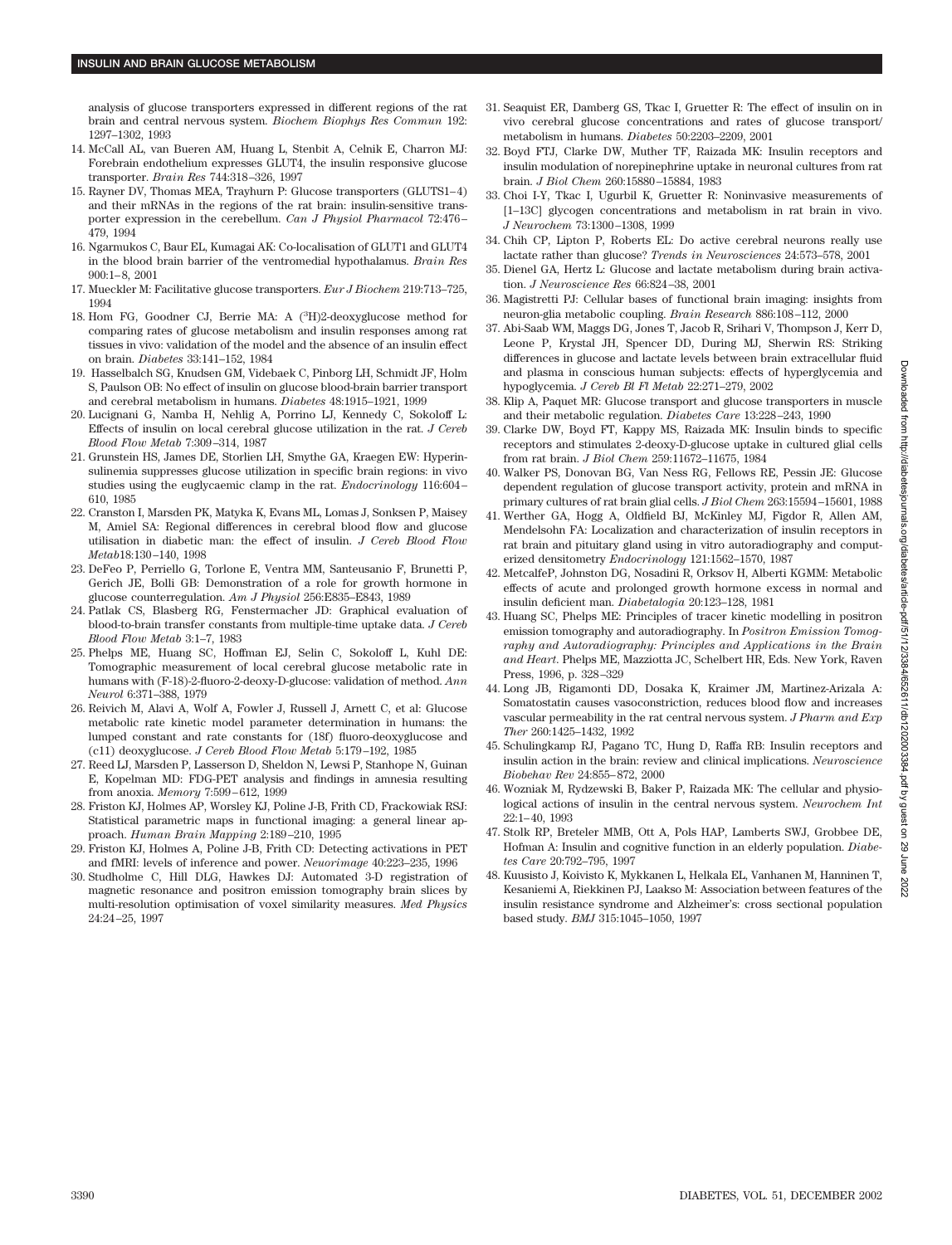analysis of glucose transporters expressed in different regions of the rat brain and central nervous system. *Biochem Biophys Res Commun* 192: 1297–1302, 1993

14. McCall AL, van Bueren AM, Huang L, Stenbit A, Celnik E, Charron MJ: Forebrain endothelium expresses GLUT4, the insulin responsive glucose transporter. *Brain Res* 744:318–326, 1997
15. Rayner DV, Thomas MEA, Trayhurn P: Glucose transporters (GLUTS1–4) and their mRNAs in the regions of the rat brain: insulin-sensitive transporter expression in the cerebellum. *Can J Physiol Pharmacol* 72:476–479, 1994
16. Ngarmukos C, Baur EL, Kumagai AK: Co-localisation of GLUT1 and GLUT4 in the blood brain barrier of the ventromedial hypothalamus. *Brain Res* 900:1–8, 2001
17. Mueckler M: Facilitative glucose transporters. *Eur J Biochem* 219:713–725, 1994
18. Hom FG, Goodner CJ, Berrie MA: A ($^3$H)2-deoxyglucose method for comparing rates of glucose metabolism and insulin responses among rat tissues in vivo: validation of the model and the absence of an insulin effect on brain. *Diabetes* 33:141–152, 1984
19. Hasselbalch SG, Knudsen GM, Videbaek C, Pinborg LH, Schmidt JF, Holm S, Paulson OB: No effect of insulin on glucose blood-brain barrier transport and cerebral metabolism in humans. *Diabetes* 48:1915–1921, 1999
20. Lucignani G, Namba H, Nehlig A, Porrino LJ, Kennedy C, Sokoloff L: Effects of insulin on local cerebral glucose utilization in the rat. *J Cereb Blood Flow Metab* 7:309–314, 1987
21. Grunstein HS, James DE, Storlien LH, Smythe GA, Kraegen EW: Hyperinsulinemia suppresses glucose utilization in specific brain regions: in vivo studies using the euglycaemic clamp in the rat. *Endocrinology* 116:604–610, 1985
22. Cranston I, Marsden PK, Matyka K, Evans ML, Lomas J, Sonksen P, Maisey M, Amiel SA: Regional differences in cerebral blood flow and glucose utilisation in diabetic man: the effect of insulin. *J Cereb Blood Flow Metab*18:130–140, 1998
23. DeFeo P, Perriello G, Torlone E, Ventra MM, Santeusanio F, Brunetti P, Gerich JE, Bolli GB: Demonstration of a role for growth hormone in glucose counterregulation. *Am J Physiol* 256:E835–E843, 1989
24. Patlak CS, Blasberg RG, Fenstermacher JD: Graphical evaluation of blood-to-brain transfer constants from multiple-time uptake data. *J Cereb Blood Flow Metab* 3:1–7, 1983
25. Phelps ME, Huang SC, Hoffman EJ, Selin C, Sokoloff L, Kuhl DE: Tomographic measurement of local cerebral glucose metabolic rate in humans with (F-18)-2-fluoro-2-deoxy-D-glucose: validation of method. *Ann Neurol* 6:371–388, 1979
26. Reivich M, Alavi A, Wolf A, Fowler J, Russell J, Arnett C, et al: Glucose metabolic rate kinetic model parameter determination in humans: the lumped constant and rate constants for (18f) fluoro-deoxyglucose and (c11) deoxyglucose. *J Cereb Blood Flow Metab* 5:179–192, 1985
27. Reed LJ, Marsden P, Lasserson D, Sheldon N, Lewsi P, Stanhope N, Guinan E, Kopelman MD: FDG-PET analysis and findings in amnesia resulting from anoxia. *Memory* 7:599–612, 1999
28. Friston KJ, Holmes AP, Worsley KJ, Poline J-B, Frith CD, Frackowiak RSJ: Statistical parametric maps in functional imaging: a general linear approach. *Human Brain Mapping* 2:189–210, 1995
29. Friston KJ, Holmes A, Poline J-B, Frith CD: Detecting activations in PET and fMRI: levels of inference and power. *Neuroimage* 40:223–235, 1996
30. Studholme C, Hill DLG, Hawkes DJ: Automated 3-D registration of magnetic resonance and positron emission tomography brain slices by multi-resolution optimisation of voxel similarity measures. *Med Physics* 24:24–25, 1997
31. Seaquist ER, Damberg GS, Tkac I, Gruetter R: The effect of insulin on in vivo cerebral glucose concentrations and rates of glucose transport/metabolism in humans. *Diabetes* 50:2203–2209, 2001
32. Boyd FTJ, Clarke DW, Muther TF, Raizada MK: Insulin receptors and insulin modulation of norepinephrine uptake in neuronal cultures from rat brain. *J Biol Chem* 260:15880–15884, 1983
33. Choi I-Y, Tkac I, Ugurbil K, Gruetter R: Noninvasive measurements of [1–13C] glycogen concentrations and metabolism in rat brain in vivo. *J Neurochem* 73:1300–1308, 1999
34. Chih CP, Lipton P, Roberts EL: Do active cerebral neurons really use lactate rather than glucose? *Trends in Neurosciences* 24:573–578, 2001
35. Dienel GA, Hertz L: Glucose and lactate metabolism during brain activation. *J Neuroscience Res* 66:824–38, 2001
36. Magistretti PJ: Cellular bases of functional brain imaging: insights from neuron-glia metabolic coupling. *Brain Research* 886:108–112, 2000
37. Abi-Saab WM, Maggs DG, Jones T, Jacob R, Srihari V, Thompson J, Kerr D, Leone P, Krystal JH, Spencer DD, During MJ, Sherwin RS: Striking differences in glucose and lactate levels between brain extracellular fluid and plasma in conscious human subjects: effects of hyperglycemia and hypoglycemia. *J Cereb Bl Fl Metab* 22:271–279, 2002
38. Klip A, Paquet MR: Glucose transport and glucose transporters in muscle and their metabolic regulation. *Diabetes Care* 13:228–243, 1990
39. Clarke DW, Boyd FT, Kappy MS, Raizada MK: Insulin binds to specific receptors and stimulates 2-deoxy-D-glucose uptake in cultured glial cells from rat brain. *J Biol Chem* 259:11672–11675, 1984
40. Walker PS, Donovan BG, Van Ness RG, Fellows RE, Pessin JE: Glucose dependent regulation of glucose transport activity, protein and mRNA in primary cultures of rat brain glial cells. *J Biol Chem* 263:15594–15601, 1988
41. Werther GA, Hogg A, Oldfield BJ, McKinley MJ, Figdor R, Allen AM, Mendelsohn FA: Localization and characterization of insulin receptors in rat brain and pituitary gland using in vitro autoradiography and computerized densitometry *Endocrinology* 121:1562–1570, 1987
42. MetcalfeP, Johnston DG, Nosadini R, Orksov H, Alberti KGMM: Metabolic effects of acute and prolonged growth hormone excess in normal and insulin deficient man. *Diabetalogia* 20:123–128, 1981
43. Huang SC, Phelps ME: Principles of tracer kinetic modelling in positron emission tomography and autoradiography. In *Positron Emission Tomography and Autoradiography: Principles and Applications in the Brain and Heart*. Phelps ME, Mazziotta JC, Schelbert HR, Eds. New York, Raven Press, 1996, p. 328–329
44. Long JB, Rigamonti DD, Dosaka K, Kraimer JM, Martinez-Arizala A: Somatostatin causes vasoconstriction, reduces blood flow and increases vascular permeability in the rat central nervous system. *J Pharm and Exp Ther* 260:1425–1432, 1992
45. Schulingkamp RJ, Pagano TC, Hung D, Raffa RB: Insulin receptors and insulin action in the brain: review and clinical implications. *Neuroscience Biobehav Rev* 24:855–872, 2000
46. Wozniak M, Rydzewski B, Baker P, Raizada MK: The cellular and physiological actions of insulin in the central nervous system. *Neurochem Int* 22:1–40, 1993
47. Stolk RP, Breteler MMB, Ott A, Pols HAP, Lamberts SWJ, Grobbee DE, Hofman A: Insulin and cognitive function in an elderly population. *Diabetes Care* 20:792–795, 1997
48. Kuusisto J, Koivisto K, Mykkanen L, Helkala EL, Vanhanen M, Hanninen T, Kesaniemi A, Riekkinen PJ, Laakso M: Association between features of the insulin resistance syndrome and Alzheimer's: cross sectional population based study. *BMJ* 315:1045–1050, 1997